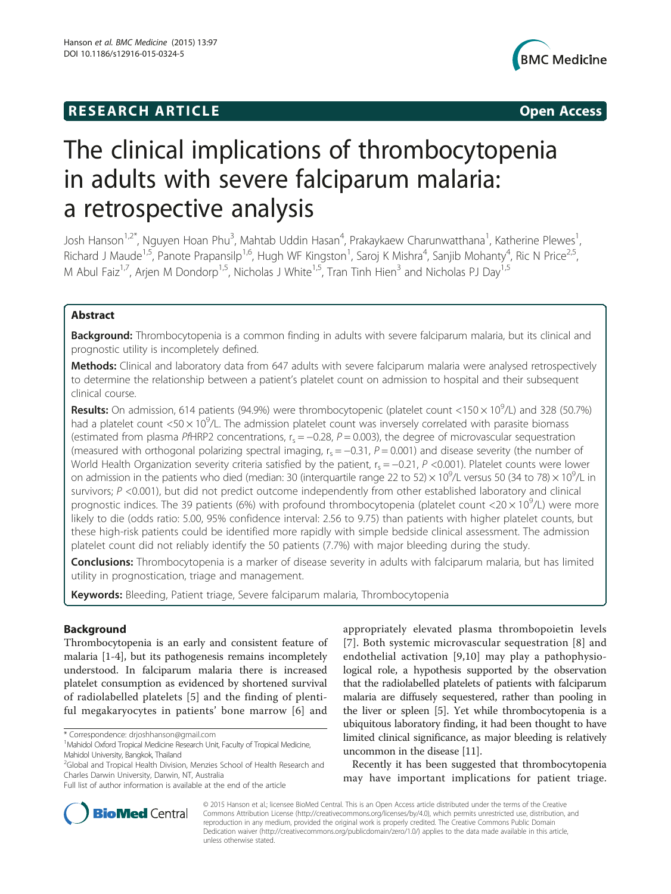RESEARCH ARTICLE Open Access

# The clinical implications of thrombocytopenia in adults with severe falciparum malaria: a retrospective analysis

Josh Hanson[1,2*], Nguyen Hoan Phu[3], Mahtab Uddin Hasan[4], Prakaykaew Charunwatthana[1], Katherine Plewes[1], Richard J Maude[1,5], Panote Prapansilp[1,6], Hugh WF Kingston[1], Saroj K Mishra[4], Sanjib Mohanty[4], Ric N Price[2,5], M Abul Faiz[1,7], Arjen M Dondorp[1,5], Nicholas J White[1,5], Tran Tinh Hien[3] and Nicholas PJ Day[1,5]

## Abstract

**Background:** Thrombocytopenia is a common finding in adults with severe falciparum malaria, but its clinical and prognostic utility is incompletely defined.

**Methods:** Clinical and laboratory data from 647 adults with severe falciparum malaria were analysed retrospectively to determine the relationship between a patient's platelet count on admission to hospital and their subsequent clinical course.

**Results:** On admission, 614 patients (94.9%) were thrombocytopenic (platelet count $<150 \times 10^9$/L) and 328 (50.7%) had a platelet count $<50 \times 10^9$/L. The admission platelet count was inversely correlated with parasite biomass (estimated from plasma *Pf*HRP2 concentrations, $r_s = -0.28$, $P = 0.003$), the degree of microvascular sequestration (measured with orthogonal polarizing spectral imaging, $r_s = -0.31$, $P = 0.001$) and disease severity (the number of World Health Organization severity criteria satisfied by the patient, $r_s = -0.21$, $P < 0.001$). Platelet counts were lower on admission in the patients who died (median: 30 (interquartile range 22 to 52) $\times 10^9$/L versus 50 (34 to 78) $\times 10^9$/L in survivors; $P < 0.001$), but did not predict outcome independently from other established laboratory and clinical prognostic indices. The 39 patients (6%) with profound thrombocytopenia (platelet count $<20 \times 10^9$/L) were more likely to die (odds ratio: 5.00, 95% confidence interval: 2.56 to 9.75) than patients with higher platelet counts, but these high-risk patients could be identified more rapidly with simple bedside clinical assessment. The admission platelet count did not reliably identify the 50 patients (7.7%) with major bleeding during the study.

**Conclusions:** Thrombocytopenia is a marker of disease severity in adults with falciparum malaria, but has limited utility in prognostication, triage and management.

**Keywords:** Bleeding, Patient triage, Severe falciparum malaria, Thrombocytopenia

## Background

Thrombocytopenia is an early and consistent feature of malaria [1-4], but its pathogenesis remains incompletely understood. In falciparum malaria there is increased platelet consumption as evidenced by shortened survival of radiolabelled platelets [5] and the finding of plentiful megakaryocytes in patients' bone marrow [6] and appropriately elevated plasma thrombopoietin levels [7]. Both systemic microvascular sequestration [8] and endothelial activation [9,10] may play a pathophysiological role, a hypothesis supported by the observation that the radiolabelled platelets of patients with falciparum malaria are diffusely sequestered, rather than pooling in the liver or spleen [5]. Yet while thrombocytopenia is a ubiquitous laboratory finding, it had been thought to have limited clinical significance, as major bleeding is relatively uncommon in the disease [11].

Recently it has been suggested that thrombocytopenia may have important implications for patient triage.

\* Correspondence: drjoshhanson@gmail.com
[1]Mahidol Oxford Tropical Medicine Research Unit, Faculty of Tropical Medicine, Mahidol University, Bangkok, Thailand
[2]Global and Tropical Health Division, Menzies School of Health Research and Charles Darwin University, Darwin, NT, Australia
Full list of author information is available at the end of the article

© 2015 Hanson et al.; licensee BioMed Central. This is an Open Access article distributed under the terms of the Creative Commons Attribution License (http://creativecommons.org/licenses/by/4.0), which permits unrestricted use, distribution, and reproduction in any medium, provided the original work is properly credited. The Creative Commons Public Domain Dedication waiver (http://creativecommons.org/publicdomain/zero/1.0/) applies to the data made available in this article, unless otherwise stated.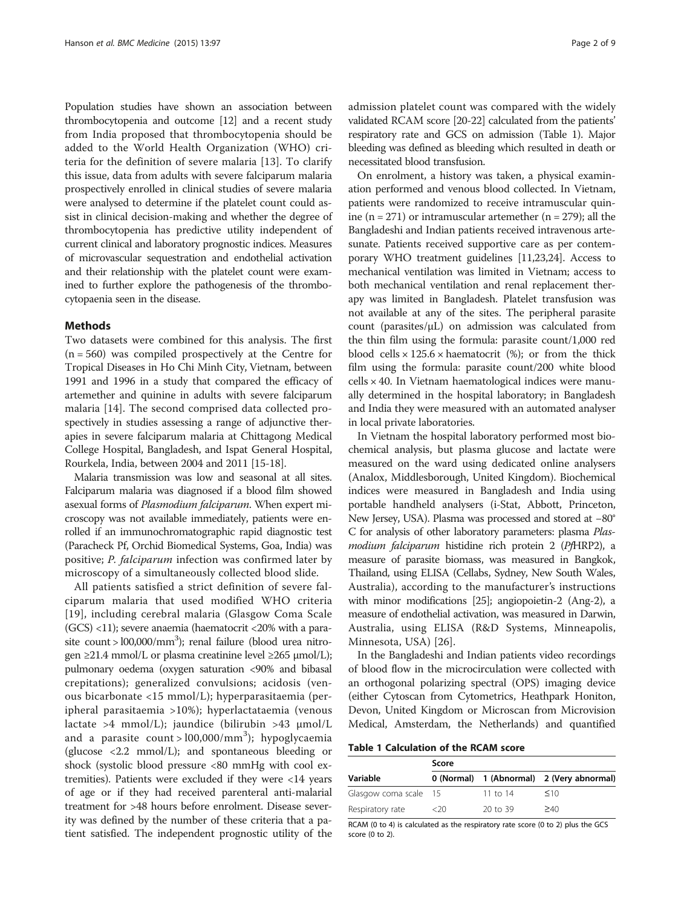Population studies have shown an association between thrombocytopenia and outcome [12] and a recent study from India proposed that thrombocytopenia should be added to the World Health Organization (WHO) criteria for the definition of severe malaria [13]. To clarify this issue, data from adults with severe falciparum malaria prospectively enrolled in clinical studies of severe malaria were analysed to determine if the platelet count could assist in clinical decision-making and whether the degree of thrombocytopenia has predictive utility independent of current clinical and laboratory prognostic indices. Measures of microvascular sequestration and endothelial activation and their relationship with the platelet count were examined to further explore the pathogenesis of the thrombocytopaenia seen in the disease.

## Methods

Two datasets were combined for this analysis. The first (n = 560) was compiled prospectively at the Centre for Tropical Diseases in Ho Chi Minh City, Vietnam, between 1991 and 1996 in a study that compared the efficacy of artemether and quinine in adults with severe falciparum malaria [14]. The second comprised data collected prospectively in studies assessing a range of adjunctive therapies in severe falciparum malaria at Chittagong Medical College Hospital, Bangladesh, and Ispat General Hospital, Rourkela, India, between 2004 and 2011 [15-18].

Malaria transmission was low and seasonal at all sites. Falciparum malaria was diagnosed if a blood film showed asexual forms of *Plasmodium falciparum*. When expert microscopy was not available immediately, patients were enrolled if an immunochromatographic rapid diagnostic test (Paracheck Pf, Orchid Biomedical Systems, Goa, India) was positive; *P. falciparum* infection was confirmed later by microscopy of a simultaneously collected blood slide.

All patients satisfied a strict definition of severe falciparum malaria that used modified WHO criteria [19], including cerebral malaria (Glasgow Coma Scale (GCS) <11); severe anaemia (haematocrit <20% with a parasite count > l00,000/mm$^3$); renal failure (blood urea nitrogen ≥21.4 mmol/L or plasma creatinine level ≥265 μmol/L); pulmonary oedema (oxygen saturation <90% and bibasal crepitations); generalized convulsions; acidosis (venous bicarbonate <15 mmol/L); hyperparasitaemia (peripheral parasitaemia >10%); hyperlactataemia (venous lactate >4 mmol/L); jaundice (bilirubin >43 μmol/L and a parasite count > l00,000/mm$^3$); hypoglycaemia (glucose <2.2 mmol/L); and spontaneous bleeding or shock (systolic blood pressure <80 mmHg with cool extremities). Patients were excluded if they were <14 years of age or if they had received parenteral anti-malarial treatment for >48 hours before enrolment. Disease severity was defined by the number of these criteria that a patient satisfied. The independent prognostic utility of the admission platelet count was compared with the widely validated RCAM score [20-22] calculated from the patients' respiratory rate and GCS on admission (Table 1). Major bleeding was defined as bleeding which resulted in death or necessitated blood transfusion.

On enrolment, a history was taken, a physical examination performed and venous blood collected. In Vietnam, patients were randomized to receive intramuscular quinine (n = 271) or intramuscular artemether (n = 279); all the Bangladeshi and Indian patients received intravenous artesunate. Patients received supportive care as per contemporary WHO treatment guidelines [11,23,24]. Access to mechanical ventilation was limited in Vietnam; access to both mechanical ventilation and renal replacement therapy was limited in Bangladesh. Platelet transfusion was not available at any of the sites. The peripheral parasite count (parasites/μL) on admission was calculated from the thin film using the formula: parasite count/1,000 red blood cells × 125.6 × haematocrit (%); or from the thick film using the formula: parasite count/200 white blood cells × 40. In Vietnam haematological indices were manually determined in the hospital laboratory; in Bangladesh and India they were measured with an automated analyser in local private laboratories.

In Vietnam the hospital laboratory performed most biochemical analysis, but plasma glucose and lactate were measured on the ward using dedicated online analysers (Analox, Middlesborough, United Kingdom). Biochemical indices were measured in Bangladesh and India using portable handheld analysers (i-Stat, Abbott, Princeton, New Jersey, USA). Plasma was processed and stored at −80° C for analysis of other laboratory parameters: plasma *Plasmodium falciparum* histidine rich protein 2 (*Pf*HRP2), a measure of parasite biomass, was measured in Bangkok, Thailand, using ELISA (Cellabs, Sydney, New South Wales, Australia), according to the manufacturer's instructions with minor modifications [25]; angiopoietin-2 (Ang-2), a measure of endothelial activation, was measured in Darwin, Australia, using ELISA (R&D Systems, Minneapolis, Minnesota, USA) [26].

In the Bangladeshi and Indian patients video recordings of blood flow in the microcirculation were collected with an orthogonal polarizing spectral (OPS) imaging device (either Cytoscan from Cytometrics, Heathpark Honiton, Devon, United Kingdom or Microscan from Microvision Medical, Amsterdam, the Netherlands) and quantified

**Table 1 Calculation of the RCAM score**

| Variable | Score | | |
|---|---|---|---|
| | 0 (Normal) | 1 (Abnormal) | 2 (Very abnormal) |
| Glasgow coma scale | 15 | 11 to 14 | ≤10 |
| Respiratory rate | <20 | 20 to 39 | ≥40 |

RCAM (0 to 4) is calculated as the respiratory rate score (0 to 2) plus the GCS score (0 to 2).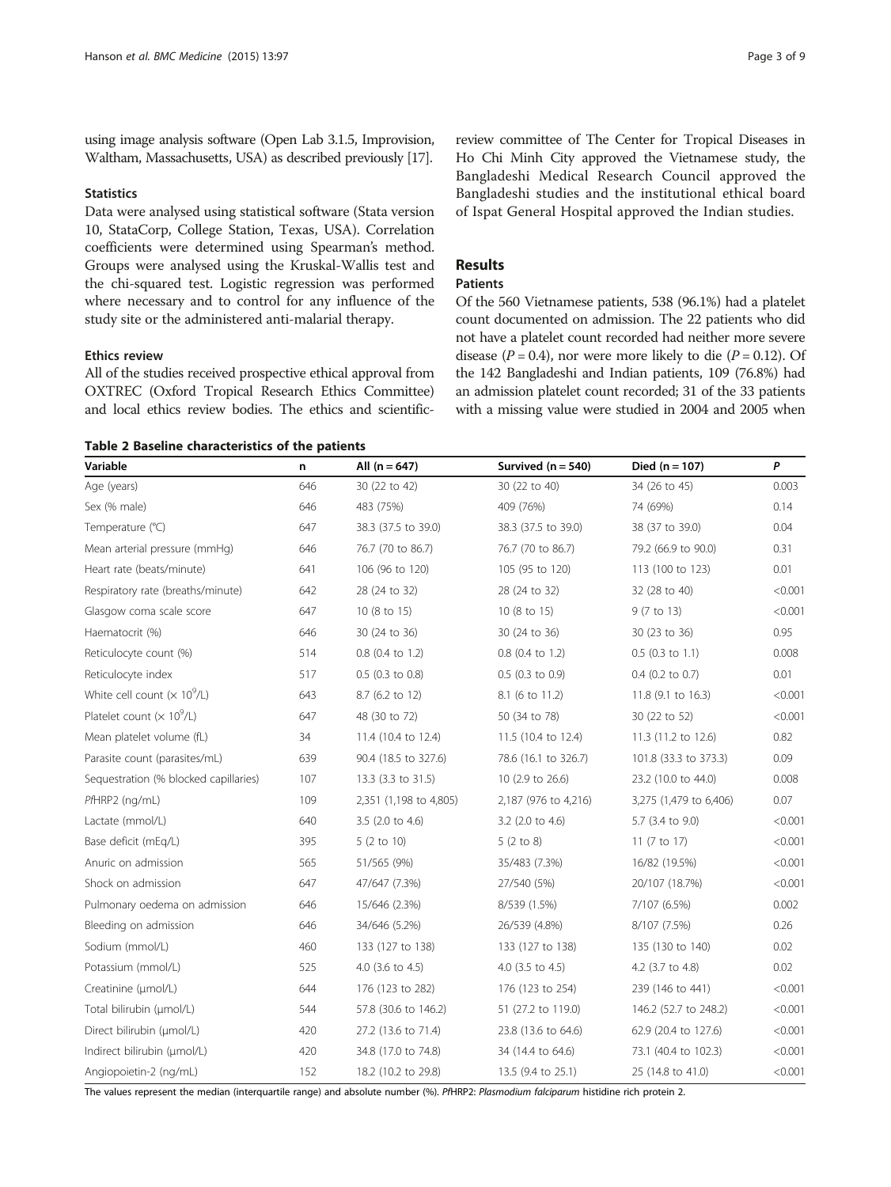using image analysis software (Open Lab 3.1.5, Improvision, Waltham, Massachusetts, USA) as described previously [17].

### Statistics

Data were analysed using statistical software (Stata version 10, StataCorp, College Station, Texas, USA). Correlation coefficients were determined using Spearman's method. Groups were analysed using the Kruskal-Wallis test and the chi-squared test. Logistic regression was performed where necessary and to control for any influence of the study site or the administered anti-malarial therapy.

### Ethics review

All of the studies received prospective ethical approval from OXTREC (Oxford Tropical Research Ethics Committee) and local ethics review bodies. The ethics and scientific-review committee of The Center for Tropical Diseases in Ho Chi Minh City approved the Vietnamese study, the Bangladeshi Medical Research Council approved the Bangladeshi studies and the institutional ethical board of Ispat General Hospital approved the Indian studies.

## Results

### Patients

Of the 560 Vietnamese patients, 538 (96.1%) had a platelet count documented on admission. The 22 patients who did not have a platelet count recorded had neither more severe disease ($P = 0.4$), nor were more likely to die ($P = 0.12$). Of the 142 Bangladeshi and Indian patients, 109 (76.8%) had an admission platelet count recorded; 31 of the 33 patients with a missing value were studied in 2004 and 2005 when

**Table 2 Baseline characteristics of the patients**

| Variable | n | All (n = 647) | Survived (n = 540) | Died (n = 107) | *P* |
|---|---|---|---|---|---|
| Age (years) | 646 | 30 (22 to 42) | 30 (22 to 40) | 34 (26 to 45) | 0.003 |
| Sex (% male) | 646 | 483 (75%) | 409 (76%) | 74 (69%) | 0.14 |
| Temperature (°C) | 647 | 38.3 (37.5 to 39.0) | 38.3 (37.5 to 39.0) | 38 (37 to 39.0) | 0.04 |
| Mean arterial pressure (mmHg) | 646 | 76.7 (70 to 86.7) | 76.7 (70 to 86.7) | 79.2 (66.9 to 90.0) | 0.31 |
| Heart rate (beats/minute) | 641 | 106 (96 to 120) | 105 (95 to 120) | 113 (100 to 123) | 0.01 |
| Respiratory rate (breaths/minute) | 642 | 28 (24 to 32) | 28 (24 to 32) | 32 (28 to 40) | <0.001 |
| Glasgow coma scale score | 647 | 10 (8 to 15) | 10 (8 to 15) | 9 (7 to 13) | <0.001 |
| Haematocrit (%) | 646 | 30 (24 to 36) | 30 (24 to 36) | 30 (23 to 36) | 0.95 |
| Reticulocyte count (%) | 514 | 0.8 (0.4 to 1.2) | 0.8 (0.4 to 1.2) | 0.5 (0.3 to 1.1) | 0.008 |
| Reticulocyte index | 517 | 0.5 (0.3 to 0.8) | 0.5 (0.3 to 0.9) | 0.4 (0.2 to 0.7) | 0.01 |
| White cell count ($\times 10^9$/L) | 643 | 8.7 (6.2 to 12) | 8.1 (6 to 11.2) | 11.8 (9.1 to 16.3) | <0.001 |
| Platelet count ($\times 10^9$/L) | 647 | 48 (30 to 72) | 50 (34 to 78) | 30 (22 to 52) | <0.001 |
| Mean platelet volume (fL) | 34 | 11.4 (10.4 to 12.4) | 11.5 (10.4 to 12.4) | 11.3 (11.2 to 12.6) | 0.82 |
| Parasite count (parasites/mL) | 639 | 90.4 (18.5 to 327.6) | 78.6 (16.1 to 326.7) | 101.8 (33.3 to 373.3) | 0.09 |
| Sequestration (% blocked capillaries) | 107 | 13.3 (3.3 to 31.5) | 10 (2.9 to 26.6) | 23.2 (10.0 to 44.0) | 0.008 |
| *Pf*HRP2 (ng/mL) | 109 | 2,351 (1,198 to 4,805) | 2,187 (976 to 4,216) | 3,275 (1,479 to 6,406) | 0.07 |
| Lactate (mmol/L) | 640 | 3.5 (2.0 to 4.6) | 3.2 (2.0 to 4.6) | 5.7 (3.4 to 9.0) | <0.001 |
| Base deficit (mEq/L) | 395 | 5 (2 to 10) | 5 (2 to 8) | 11 (7 to 17) | <0.001 |
| Anuric on admission | 565 | 51/565 (9%) | 35/483 (7.3%) | 16/82 (19.5%) | <0.001 |
| Shock on admission | 647 | 47/647 (7.3%) | 27/540 (5%) | 20/107 (18.7%) | <0.001 |
| Pulmonary oedema on admission | 646 | 15/646 (2.3%) | 8/539 (1.5%) | 7/107 (6.5%) | 0.002 |
| Bleeding on admission | 646 | 34/646 (5.2%) | 26/539 (4.8%) | 8/107 (7.5%) | 0.26 |
| Sodium (mmol/L) | 460 | 133 (127 to 138) | 133 (127 to 138) | 135 (130 to 140) | 0.02 |
| Potassium (mmol/L) | 525 | 4.0 (3.6 to 4.5) | 4.0 (3.5 to 4.5) | 4.2 (3.7 to 4.8) | 0.02 |
| Creatinine (μmol/L) | 644 | 176 (123 to 282) | 176 (123 to 254) | 239 (146 to 441) | <0.001 |
| Total bilirubin (μmol/L) | 544 | 57.8 (30.6 to 146.2) | 51 (27.2 to 119.0) | 146.2 (52.7 to 248.2) | <0.001 |
| Direct bilirubin (μmol/L) | 420 | 27.2 (13.6 to 71.4) | 23.8 (13.6 to 64.6) | 62.9 (20.4 to 127.6) | <0.001 |
| Indirect bilirubin (μmol/L) | 420 | 34.8 (17.0 to 74.8) | 34 (14.4 to 64.6) | 73.1 (40.4 to 102.3) | <0.001 |
| Angiopoietin-2 (ng/mL) | 152 | 18.2 (10.2 to 29.8) | 13.5 (9.4 to 25.1) | 25 (14.8 to 41.0) | <0.001 |

The values represent the median (interquartile range) and absolute number (%). *Pf*HRP2: *Plasmodium falciparum* histidine rich protein 2.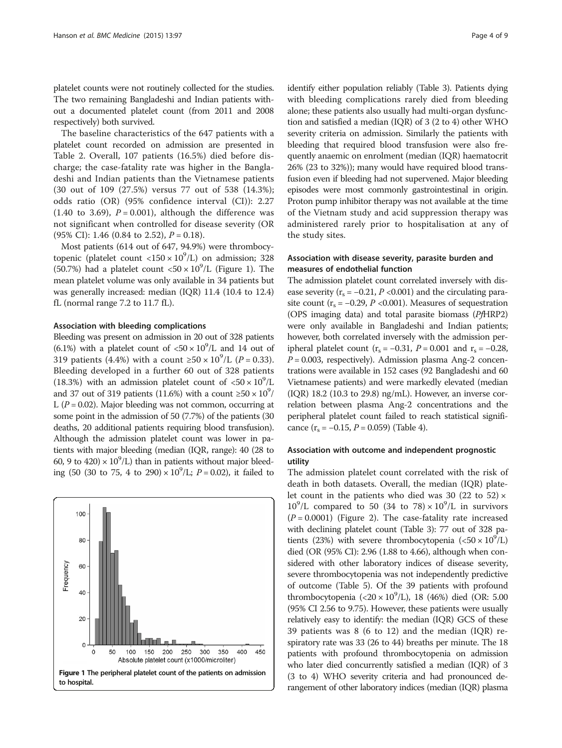platelet counts were not routinely collected for the studies. The two remaining Bangladeshi and Indian patients without a documented platelet count (from 2011 and 2008 respectively) both survived.

The baseline characteristics of the 647 patients with a platelet count recorded on admission are presented in Table 2. Overall, 107 patients (16.5%) died before discharge; the case-fatality rate was higher in the Bangladeshi and Indian patients than the Vietnamese patients (30 out of 109 (27.5%) versus 77 out of 538 (14.3%); odds ratio (OR) (95% confidence interval (CI)): 2.27 (1.40 to 3.69), $P = 0.001$), although the difference was not significant when controlled for disease severity (OR (95% CI): 1.46 (0.84 to 2.52), $P = 0.18$).

Most patients (614 out of 647, 94.9%) were thrombocytopenic (platelet count $<150 \times 10^9$/L) on admission; 328 (50.7%) had a platelet count $<50 \times 10^9$/L (Figure 1). The mean platelet volume was only available in 34 patients but was generally increased: median (IQR) 11.4 (10.4 to 12.4) fL (normal range 7.2 to 11.7 fL).

### Association with bleeding complications

Bleeding was present on admission in 20 out of 328 patients (6.1%) with a platelet count of $<50 \times 10^9$/L and 14 out of 319 patients (4.4%) with a count $\geq 50 \times 10^9$/L ($P = 0.33$). Bleeding developed in a further 60 out of 328 patients (18.3%) with an admission platelet count of $<50 \times 10^9$/L and 37 out of 319 patients (11.6%) with a count $\geq 50 \times 10^9$/L ($P = 0.02$). Major bleeding was not common, occurring at some point in the admission of 50 (7.7%) of the patients (30 deaths, 20 additional patients requiring blood transfusion). Although the admission platelet count was lower in patients with major bleeding (median (IQR, range): 40 (28 to 60, 9 to 420) $\times 10^9$/L) than in patients without major bleeding (50 (30 to 75, 4 to 290) $\times 10^9$/L; $P = 0.02$), it failed to identify either population reliably (Table 3). Patients dying with bleeding complications rarely died from bleeding alone; these patients also usually had multi-organ dysfunction and satisfied a median (IQR) of 3 (2 to 4) other WHO severity criteria on admission. Similarly the patients with bleeding that required blood transfusion were also frequently anaemic on enrolment (median (IQR) haematocrit 26% (23 to 32%)); many would have required blood transfusion even if bleeding had not supervened. Major bleeding episodes were most commonly gastrointestinal in origin. Proton pump inhibitor therapy was not available at the time of the Vietnam study and acid suppression therapy was administered rarely prior to hospitalisation at any of the study sites.

**Figure 1** The peripheral platelet count of the patients on admission to hospital.

### Association with disease severity, parasite burden and measures of endothelial function

The admission platelet count correlated inversely with disease severity ($r_s = -0.21$, $P < 0.001$) and the circulating parasite count ($r_s = -0.29$, $P < 0.001$). Measures of sequestration (OPS imaging data) and total parasite biomass (*Pf*HRP2) were only available in Bangladeshi and Indian patients; however, both correlated inversely with the admission peripheral platelet count ($r_s = -0.31$, $P = 0.001$ and $r_s = -0.28$, $P = 0.003$, respectively). Admission plasma Ang-2 concentrations were available in 152 cases (92 Bangladeshi and 60 Vietnamese patients) and were markedly elevated (median (IQR) 18.2 (10.3 to 29.8) ng/mL). However, an inverse correlation between plasma Ang-2 concentrations and the peripheral platelet count failed to reach statistical significance ($r_s = -0.15$, $P = 0.059$) (Table 4).

### Association with outcome and independent prognostic utility

The admission platelet count correlated with the risk of death in both datasets. Overall, the median (IQR) platelet count in the patients who died was 30 (22 to 52) $\times 10^9$/L compared to 50 (34 to 78) $\times 10^9$/L in survivors ($P = 0.0001$) (Figure 2). The case-fatality rate increased with declining platelet count (Table 3): 77 out of 328 patients (23%) with severe thrombocytopenia ($<50 \times 10^9$/L) died (OR (95% CI): 2.96 (1.88 to 4.66), although when considered with other laboratory indices of disease severity, severe thrombocytopenia was not independently predictive of outcome (Table 5). Of the 39 patients with profound thrombocytopenia ($<20 \times 10^9$/L), 18 (46%) died (OR: 5.00 (95% CI 2.56 to 9.75). However, these patients were usually relatively easy to identify: the median (IQR) GCS of these 39 patients was 8 (6 to 12) and the median (IQR) respiratory rate was 33 (26 to 44) breaths per minute. The 18 patients with profound thrombocytopenia on admission who later died concurrently satisfied a median (IQR) of 3 (3 to 4) WHO severity criteria and had pronounced derangement of other laboratory indices (median (IQR) plasma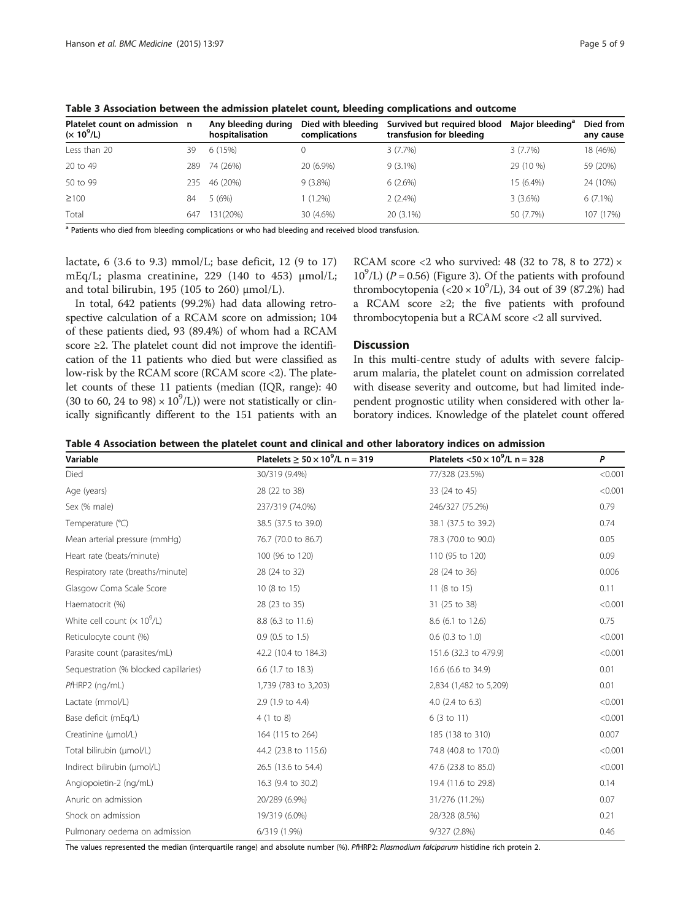**Table 3 Association between the admission platelet count, bleeding complications and outcome**

| Platelet count on admission ($\times 10^9$/L) | n | Any bleeding during hospitalisation | Died with bleeding complications | Survived but required blood transfusion for bleeding | Major bleeding[a] | Died from any cause |
|---|---|---|---|---|---|---|
| Less than 20 | 39 | 6 (15%) | 0 | 3 (7.7%) | 3 (7.7%) | 18 (46%) |
| 20 to 49 | 289 | 74 (26%) | 20 (6.9%) | 9 (3.1%) | 29 (10 %) | 59 (20%) |
| 50 to 99 | 235 | 46 (20%) | 9 (3.8%) | 6 (2.6%) | 15 (6.4%) | 24 (10%) |
| ≥100 | 84 | 5 (6%) | 1 (1.2%) | 2 (2.4%) | 3 (3.6%) | 6 (7.1%) |
| Total | 647 | 131(20%) | 30 (4.6%) | 20 (3.1%) | 50 (7.7%) | 107 (17%) |

[a] Patients who died from bleeding complications or who had bleeding and received blood transfusion.

lactate, 6 (3.6 to 9.3) mmol/L; base deficit, 12 (9 to 17) mEq/L; plasma creatinine, 229 (140 to 453) μmol/L; and total bilirubin, 195 (105 to 260) μmol/L).

In total, 642 patients (99.2%) had data allowing retrospective calculation of a RCAM score on admission; 104 of these patients died, 93 (89.4%) of whom had a RCAM score ≥2. The platelet count did not improve the identification of the 11 patients who died but were classified as low-risk by the RCAM score (RCAM score <2). The platelet counts of these 11 patients (median (IQR, range): 40 (30 to 60, 24 to 98) $\times 10^9$/L)) were not statistically or clinically significantly different to the 151 patients with an RCAM score <2 who survived: 48 (32 to 78, 8 to 272) $\times 10^9$/L) ($P = 0.56$) (Figure 3). Of the patients with profound thrombocytopenia ($<20 \times 10^9$/L), 34 out of 39 (87.2%) had a RCAM score ≥2; the five patients with profound thrombocytopenia but a RCAM score <2 all survived.

## Discussion

In this multi-centre study of adults with severe falciparum malaria, the platelet count on admission correlated with disease severity and outcome, but had limited independent prognostic utility when considered with other laboratory indices. Knowledge of the platelet count offered

**Table 4 Association between the platelet count and clinical and other laboratory indices on admission**

| Variable | Platelets $\geq 50 \times 10^9$/L n = 319 | Platelets $<50 \times 10^9$/L n = 328 | *P* |
|---|---|---|---|
| Died | 30/319 (9.4%) | 77/328 (23.5%) | <0.001 |
| Age (years) | 28 (22 to 38) | 33 (24 to 45) | <0.001 |
| Sex (% male) | 237/319 (74.0%) | 246/327 (75.2%) | 0.79 |
| Temperature (°C) | 38.5 (37.5 to 39.0) | 38.1 (37.5 to 39.2) | 0.74 |
| Mean arterial pressure (mmHg) | 76.7 (70.0 to 86.7) | 78.3 (70.0 to 90.0) | 0.05 |
| Heart rate (beats/minute) | 100 (96 to 120) | 110 (95 to 120) | 0.09 |
| Respiratory rate (breaths/minute) | 28 (24 to 32) | 28 (24 to 36) | 0.006 |
| Glasgow Coma Scale Score | 10 (8 to 15) | 11 (8 to 15) | 0.11 |
| Haematocrit (%) | 28 (23 to 35) | 31 (25 to 38) | <0.001 |
| White cell count ($\times 10^9$/L) | 8.8 (6.3 to 11.6) | 8.6 (6.1 to 12.6) | 0.75 |
| Reticulocyte count (%) | 0.9 (0.5 to 1.5) | 0.6 (0.3 to 1.0) | <0.001 |
| Parasite count (parasites/mL) | 42.2 (10.4 to 184.3) | 151.6 (32.3 to 479.9) | <0.001 |
| Sequestration (% blocked capillaries) | 6.6 (1.7 to 18.3) | 16.6 (6.6 to 34.9) | 0.01 |
| *Pf*HRP2 (ng/mL) | 1,739 (783 to 3,203) | 2,834 (1,482 to 5,209) | 0.01 |
| Lactate (mmol/L) | 2.9 (1.9 to 4.4) | 4.0 (2.4 to 6.3) | <0.001 |
| Base deficit (mEq/L) | 4 (1 to 8) | 6 (3 to 11) | <0.001 |
| Creatinine (μmol/L) | 164 (115 to 264) | 185 (138 to 310) | 0.007 |
| Total bilirubin (μmol/L) | 44.2 (23.8 to 115.6) | 74.8 (40.8 to 170.0) | <0.001 |
| Indirect bilirubin (μmol/L) | 26.5 (13.6 to 54.4) | 47.6 (23.8 to 85.0) | <0.001 |
| Angiopoietin-2 (ng/mL) | 16.3 (9.4 to 30.2) | 19.4 (11.6 to 29.8) | 0.14 |
| Anuric on admission | 20/289 (6.9%) | 31/276 (11.2%) | 0.07 |
| Shock on admission | 19/319 (6.0%) | 28/328 (8.5%) | 0.21 |
| Pulmonary oedema on admission | 6/319 (1.9%) | 9/327 (2.8%) | 0.46 |

The values represented the median (interquartile range) and absolute number (%). *Pf*HRP2: *Plasmodium falciparum* histidine rich protein 2.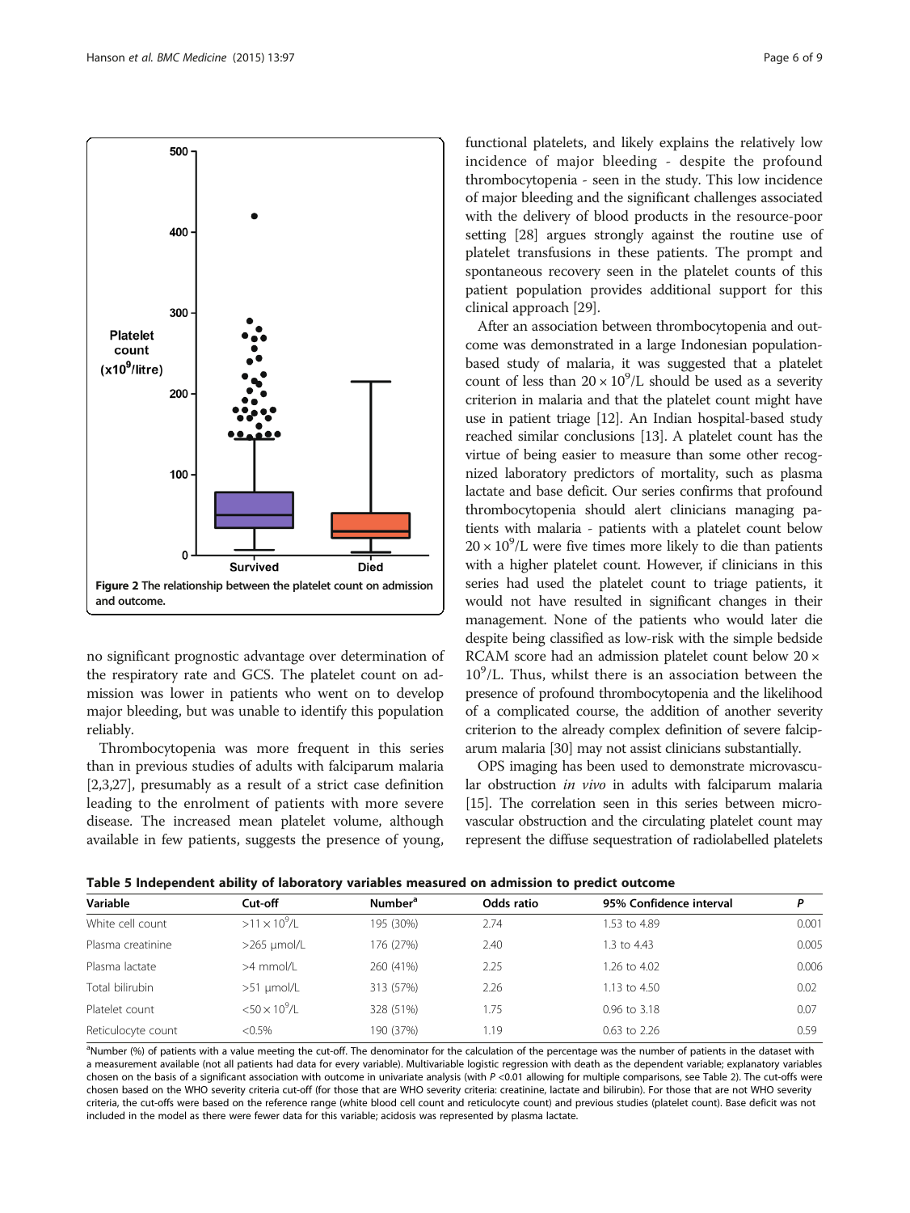Figure 2 The relationship between the platelet count on admission and outcome.

no significant prognostic advantage over determination of the respiratory rate and GCS. The platelet count on admission was lower in patients who went on to develop major bleeding, but was unable to identify this population reliably.

Thrombocytopenia was more frequent in this series than in previous studies of adults with falciparum malaria [2,3,27], presumably as a result of a strict case definition leading to the enrolment of patients with more severe disease. The increased mean platelet volume, although available in few patients, suggests the presence of young, functional platelets, and likely explains the relatively low incidence of major bleeding - despite the profound thrombocytopenia - seen in the study. This low incidence of major bleeding and the significant challenges associated with the delivery of blood products in the resource-poor setting [28] argues strongly against the routine use of platelet transfusions in these patients. The prompt and spontaneous recovery seen in the platelet counts of this patient population provides additional support for this clinical approach [29].

After an association between thrombocytopenia and outcome was demonstrated in a large Indonesian population-based study of malaria, it was suggested that a platelet count of less than $20 \times 10^9$/L should be used as a severity criterion in malaria and that the platelet count might have use in patient triage [12]. An Indian hospital-based study reached similar conclusions [13]. A platelet count has the virtue of being easier to measure than some other recognized laboratory predictors of mortality, such as plasma lactate and base deficit. Our series confirms that profound thrombocytopenia should alert clinicians managing patients with malaria - patients with a platelet count below $20 \times 10^9$/L were five times more likely to die than patients with a higher platelet count. However, if clinicians in this series had used the platelet count to triage patients, it would not have resulted in significant changes in their management. None of the patients who would later die despite being classified as low-risk with the simple bedside RCAM score had an admission platelet count below $20 \times 10^9$/L. Thus, whilst there is an association between the presence of profound thrombocytopenia and the likelihood of a complicated course, the addition of another severity criterion to the already complex definition of severe falciparum malaria [30] may not assist clinicians substantially.

OPS imaging has been used to demonstrate microvascular obstruction *in vivo* in adults with falciparum malaria [15]. The correlation seen in this series between microvascular obstruction and the circulating platelet count may represent the diffuse sequestration of radiolabelled platelets

**Table 5 Independent ability of laboratory variables measured on admission to predict outcome**

| Variable | Cut-off | Number[a] | Odds ratio | 95% Confidence interval | P |
|---|---|---|---|---|---|
| White cell count | $>11 \times 10^9$/L | 195 (30%) | 2.74 | 1.53 to 4.89 | 0.001 |
| Plasma creatinine | >265 μmol/L | 176 (27%) | 2.40 | 1.3 to 4.43 | 0.005 |
| Plasma lactate | >4 mmol/L | 260 (41%) | 2.25 | 1.26 to 4.02 | 0.006 |
| Total bilirubin | >51 μmol/L | 313 (57%) | 2.26 | 1.13 to 4.50 | 0.02 |
| Platelet count | $<50 \times 10^9$/L | 328 (51%) | 1.75 | 0.96 to 3.18 | 0.07 |
| Reticulocyte count | <0.5% | 190 (37%) | 1.19 | 0.63 to 2.26 | 0.59 |

[a]Number (%) of patients with a value meeting the cut-off. The denominator for the calculation of the percentage was the number of patients in the dataset with a measurement available (not all patients had data for every variable). Multivariable logistic regression with death as the dependent variable; explanatory variables chosen on the basis of a significant association with outcome in univariate analysis (with $P$ <0.01 allowing for multiple comparisons, see Table 2). The cut-offs were chosen based on the WHO severity criteria cut-off (for those that are WHO severity criteria: creatinine, lactate and bilirubin). For those that are not WHO severity criteria, the cut-offs were based on the reference range (white blood cell count and reticulocyte count) and previous studies (platelet count). Base deficit was not included in the model as there were fewer data for this variable; acidosis was represented by plasma lactate.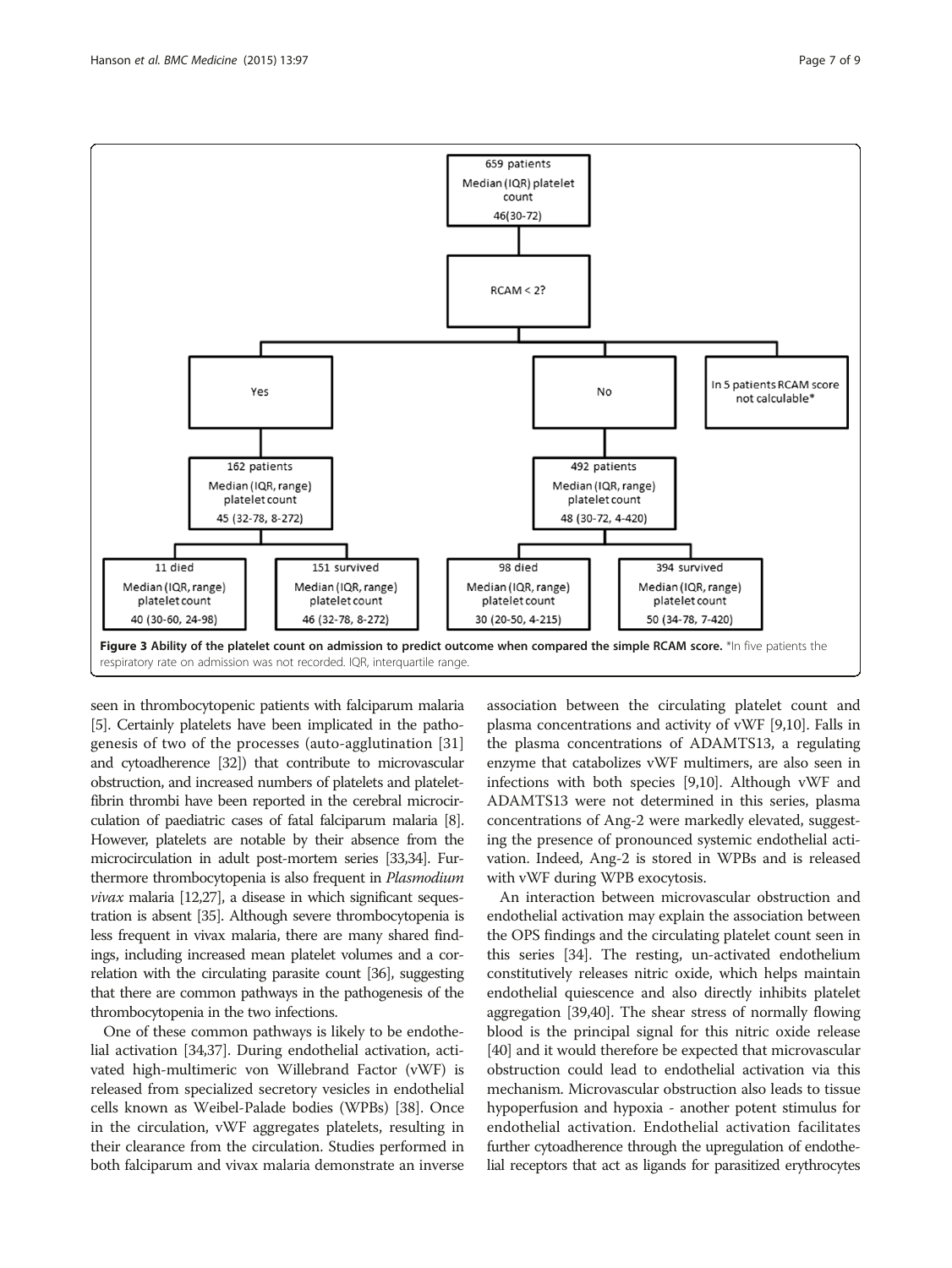659 patients
Median (IQR) platelet count
46(30-72)

RCAM < 2?

Yes

162 patients
Median (IQR, range) platelet count
45 (32-78, 8-272)

11 died
Median (IQR, range) platelet count
40 (30-60, 24-98)

151 survived
Median (IQR, range) platelet count
46 (32-78, 8-272)

No

492 patients
Median (IQR, range) platelet count
48 (30-72, 4-420)

98 died
Median (IQR, range) platelet count
30 (20-50, 4-215)

394 survived
Median (IQR, range) platelet count
50 (34-78, 7-420)

In 5 patients RCAM score not calculable*

**Figure 3 Ability of the platelet count on admission to predict outcome when compared the simple RCAM score.** *In five patients the respiratory rate on admission was not recorded. IQR, interquartile range.

seen in thrombocytopenic patients with falciparum malaria [5]. Certainly platelets have been implicated in the pathogenesis of two of the processes (auto-agglutination [31] and cytoadherence [32]) that contribute to microvascular obstruction, and increased numbers of platelets and platelet-fibrin thrombi have been reported in the cerebral microcirculation of paediatric cases of fatal falciparum malaria [8]. However, platelets are notable by their absence from the microcirculation in adult post-mortem series [33,34]. Furthermore thrombocytopenia is also frequent in *Plasmodium vivax* malaria [12,27], a disease in which significant sequestration is absent [35]. Although severe thrombocytopenia is less frequent in vivax malaria, there are many shared findings, including increased mean platelet volumes and a correlation with the circulating parasite count [36], suggesting that there are common pathways in the pathogenesis of the thrombocytopenia in the two infections.

One of these common pathways is likely to be endothelial activation [34,37]. During endothelial activation, activated high-multimeric von Willebrand Factor (vWF) is released from specialized secretory vesicles in endothelial cells known as Weibel-Palade bodies (WPBs) [38]. Once in the circulation, vWF aggregates platelets, resulting in their clearance from the circulation. Studies performed in both falciparum and vivax malaria demonstrate an inverse association between the circulating platelet count and plasma concentrations and activity of vWF [9,10]. Falls in the plasma concentrations of ADAMTS13, a regulating enzyme that catabolizes vWF multimers, are also seen in infections with both species [9,10]. Although vWF and ADAMTS13 were not determined in this series, plasma concentrations of Ang-2 were markedly elevated, suggesting the presence of pronounced systemic endothelial activation. Indeed, Ang-2 is stored in WPBs and is released with vWF during WPB exocytosis.

An interaction between microvascular obstruction and endothelial activation may explain the association between the OPS findings and the circulating platelet count seen in this series [34]. The resting, un-activated endothelium constitutively releases nitric oxide, which helps maintain endothelial quiescence and also directly inhibits platelet aggregation [39,40]. The shear stress of normally flowing blood is the principal signal for this nitric oxide release [40] and it would therefore be expected that microvascular obstruction could lead to endothelial activation via this mechanism. Microvascular obstruction also leads to tissue hypoperfusion and hypoxia - another potent stimulus for endothelial activation. Endothelial activation facilitates further cytoadherence through the upregulation of endothelial receptors that act as ligands for parasitized erythrocytes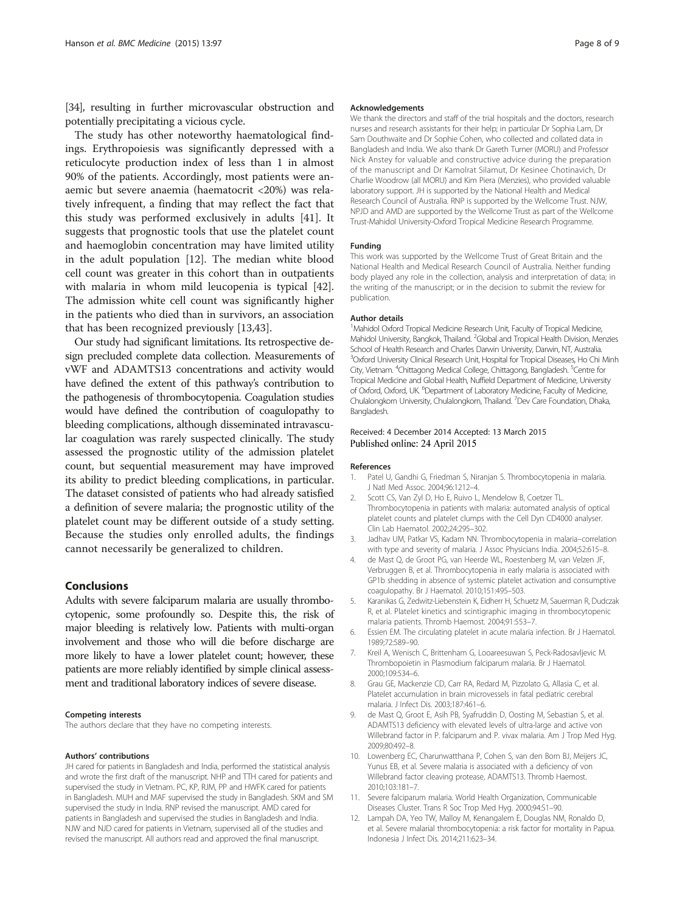[34], resulting in further microvascular obstruction and potentially precipitating a vicious cycle.

The study has other noteworthy haematological findings. Erythropoiesis was significantly depressed with a reticulocyte production index of less than 1 in almost 90% of the patients. Accordingly, most patients were anaemic but severe anaemia (haematocrit <20%) was relatively infrequent, a finding that may reflect the fact that this study was performed exclusively in adults [41]. It suggests that prognostic tools that use the platelet count and haemoglobin concentration may have limited utility in the adult population [12]. The median white blood cell count was greater in this cohort than in outpatients with malaria in whom mild leucopenia is typical [42]. The admission white cell count was significantly higher in the patients who died than in survivors, an association that has been recognized previously [13,43].

Our study had significant limitations. Its retrospective design precluded complete data collection. Measurements of vWF and ADAMTS13 concentrations and activity would have defined the extent of this pathway's contribution to the pathogenesis of thrombocytopenia. Coagulation studies would have defined the contribution of coagulopathy to bleeding complications, although disseminated intravascular coagulation was rarely suspected clinically. The study assessed the prognostic utility of the admission platelet count, but sequential measurement may have improved its ability to predict bleeding complications, in particular. The dataset consisted of patients who had already satisfied a definition of severe malaria; the prognostic utility of the platelet count may be different outside of a study setting. Because the studies only enrolled adults, the findings cannot necessarily be generalized to children.

## Conclusions

Adults with severe falciparum malaria are usually thrombocytopenic, some profoundly so. Despite this, the risk of major bleeding is relatively low. Patients with multi-organ involvement and those who will die before discharge are more likely to have a lower platelet count; however, these patients are more reliably identified by simple clinical assessment and traditional laboratory indices of severe disease.

#### Competing interests

The authors declare that they have no competing interests.

#### Authors' contributions

JH cared for patients in Bangladesh and India, performed the statistical analysis and wrote the first draft of the manuscript. NHP and TTH cared for patients and supervised the study in Vietnam. PC, KP, RJM, PP and HWFK cared for patients in Bangladesh. MUH and MAF supervised the study in Bangladesh. SKM and SM supervised the study in India. RNP revised the manuscript. AMD cared for patients in Bangladesh and supervised the studies in Bangladesh and India. NJW and NJD cared for patients in Vietnam, supervised all of the studies and revised the manuscript. All authors read and approved the final manuscript.

#### Acknowledgements

We thank the directors and staff of the trial hospitals and the doctors, research nurses and research assistants for their help; in particular Dr Sophia Lam, Dr Sam Douthwaite and Dr Sophie Cohen, who collected and collated data in Bangladesh and India. We also thank Dr Gareth Turner (MORU) and Professor Nick Anstey for valuable and constructive advice during the preparation of the manuscript and Dr Kamolrat Silamut, Dr Kesinee Chotinavich, Dr Charlie Woodrow (all MORU) and Kim Piera (Menzies), who provided valuable laboratory support. JH is supported by the National Health and Medical Research Council of Australia. RNP is supported by the Wellcome Trust. NJW, NPJD and AMD are supported by the Wellcome Trust as part of the Wellcome Trust-Mahidol University-Oxford Tropical Medicine Research Programme.

#### Funding

This work was supported by the Wellcome Trust of Great Britain and the National Health and Medical Research Council of Australia. Neither funding body played any role in the collection, analysis and interpretation of data; in the writing of the manuscript; or in the decision to submit the review for publication.

#### Author details

[1]Mahidol Oxford Tropical Medicine Research Unit, Faculty of Tropical Medicine, Mahidol University, Bangkok, Thailand. [2]Global and Tropical Health Division, Menzies School of Health Research and Charles Darwin University, Darwin, NT, Australia. [3]Oxford University Clinical Research Unit, Hospital for Tropical Diseases, Ho Chi Minh City, Vietnam. [4]Chittagong Medical College, Chittagong, Bangladesh. [5]Centre for Tropical Medicine and Global Health, Nuffield Department of Medicine, University of Oxford, Oxford, UK. [6]Department of Laboratory Medicine, Faculty of Medicine, Chulalongkorn University, Chulalongkorn, Thailand. [7]Dev Care Foundation, Dhaka, Bangladesh.

Received: 4 December 2014 Accepted: 13 March 2015
Published online: 24 April 2015

#### References

1. Patel U, Gandhi G, Friedman S, Niranjan S. Thrombocytopenia in malaria. J Natl Med Assoc. 2004;96:1212–4.
2. Scott CS, Van Zyl D, Ho E, Ruivo L, Mendelow B, Coetzer TL. Thrombocytopenia in patients with malaria: automated analysis of optical platelet counts and platelet clumps with the Cell Dyn CD4000 analyser. Clin Lab Haematol. 2002;24:295–302.
3. Jadhav UM, Patkar VS, Kadam NN. Thrombocytopenia in malaria–correlation with type and severity of malaria. J Assoc Physicians India. 2004;52:615–8.
4. de Mast Q, de Groot PG, van Heerde WL, Roestenberg M, van Velzen JF, Verbruggen B, et al. Thrombocytopenia in early malaria is associated with GP1b shedding in absence of systemic platelet activation and consumptive coagulopathy. Br J Haematol. 2010;151:495–503.
5. Karanikas G, Zedwitz-Liebenstein K, Eidherr H, Schuetz M, Sauerman R, Dudczak R, et al. Platelet kinetics and scintigraphic imaging in thrombocytopenic malaria patients. Thromb Haemost. 2004;91:553–7.
6. Essien EM. The circulating platelet in acute malaria infection. Br J Haematol. 1989;72:589–90.
7. Kreil A, Wenisch C, Brittenham G, Looareesuwan S, Peck-Radosavljevic M. Thrombopoietin in Plasmodium falciparum malaria. Br J Haematol. 2000;109:534–6.
8. Grau GE, Mackenzie CD, Carr RA, Redard M, Pizzolato G, Allasia C, et al. Platelet accumulation in brain microvessels in fatal pediatric cerebral malaria. J Infect Dis. 2003;187:461–6.
9. de Mast Q, Groot E, Asih PB, Syafruddin D, Oosting M, Sebastian S, et al. ADAMTS13 deficiency with elevated levels of ultra-large and active von Willebrand factor in P. falciparum and P. vivax malaria. Am J Trop Med Hyg. 2009;80:492–8.
10. Lowenberg EC, Charunwatthana P, Cohen S, van den Born BJ, Meijers JC, Yunus EB, et al. Severe malaria is associated with a deficiency of von Willebrand factor cleaving protease, ADAMTS13. Thromb Haemost. 2010;103:181–7.
11. Severe falciparum malaria. World Health Organization, Communicable Diseases Cluster. Trans R Soc Trop Med Hyg. 2000;94:S1–90.
12. Lampah DA, Yeo TW, Malloy M, Kenangalem E, Douglas NM, Ronaldo D, et al. Severe malarial thrombocytopenia: a risk factor for mortality in Papua. Indonesia J Infect Dis. 2014;211:623–34.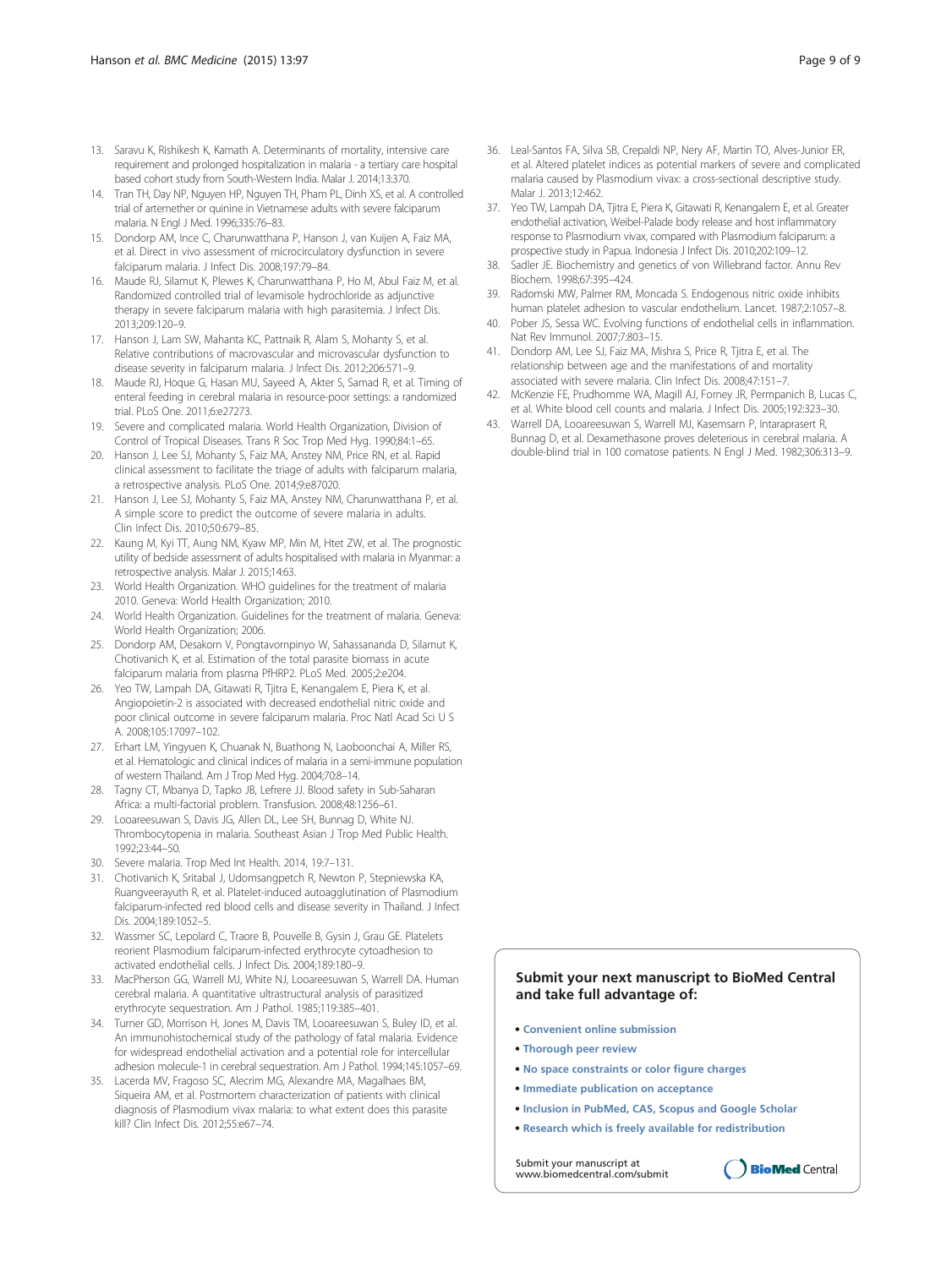13. Saravu K, Rishikesh K, Kamath A. Determinants of mortality, intensive care requirement and prolonged hospitalization in malaria - a tertiary care hospital based cohort study from South-Western India. Malar J. 2014;13:370.
14. Tran TH, Day NP, Nguyen HP, Nguyen TH, Pham PL, Dinh XS, et al. A controlled trial of artemether or quinine in Vietnamese adults with severe falciparum malaria. N Engl J Med. 1996;335:76–83.
15. Dondorp AM, Ince C, Charunwatthana P, Hanson J, van Kuijen A, Faiz MA, et al. Direct in vivo assessment of microcirculatory dysfunction in severe falciparum malaria. J Infect Dis. 2008;197:79–84.
16. Maude RJ, Silamut K, Plewes K, Charunwatthana P, Ho M, Abul Faiz M, et al. Randomized controlled trial of levamisole hydrochloride as adjunctive therapy in severe falciparum malaria with high parasitemia. J Infect Dis. 2013;209:120–9.
17. Hanson J, Lam SW, Mahanta KC, Pattnaik R, Alam S, Mohanty S, et al. Relative contributions of macrovascular and microvascular dysfunction to disease severity in falciparum malaria. J Infect Dis. 2012;206:571–9.
18. Maude RJ, Hoque G, Hasan MU, Sayeed A, Akter S, Samad R, et al. Timing of enteral feeding in cerebral malaria in resource-poor settings: a randomized trial. PLoS One. 2011;6:e27273.
19. Severe and complicated malaria. World Health Organization, Division of Control of Tropical Diseases. Trans R Soc Trop Med Hyg. 1990;84:1–65.
20. Hanson J, Lee SJ, Mohanty S, Faiz MA, Anstey NM, Price RN, et al. Rapid clinical assessment to facilitate the triage of adults with falciparum malaria, a retrospective analysis. PLoS One. 2014;9:e87020.
21. Hanson J, Lee SJ, Mohanty S, Faiz MA, Anstey NM, Charunwatthana P, et al. A simple score to predict the outcome of severe malaria in adults. Clin Infect Dis. 2010;50:679–85.
22. Kaung M, Kyi TT, Aung NM, Kyaw MP, Min M, Htet ZW, et al. The prognostic utility of bedside assessment of adults hospitalised with malaria in Myanmar: a retrospective analysis. Malar J. 2015;14:63.
23. World Health Organization. WHO guidelines for the treatment of malaria 2010. Geneva: World Health Organization; 2010.
24. World Health Organization. Guidelines for the treatment of malaria. Geneva: World Health Organization; 2006.
25. Dondorp AM, Desakorn V, Pongtavornpinyo W, Sahassananda D, Silamut K, Chotivanich K, et al. Estimation of the total parasite biomass in acute falciparum malaria from plasma PfHRP2. PLoS Med. 2005;2:e204.
26. Yeo TW, Lampah DA, Gitawati R, Tjitra E, Kenangalem E, Piera K, et al. Angiopoietin-2 is associated with decreased endothelial nitric oxide and poor clinical outcome in severe falciparum malaria. Proc Natl Acad Sci U S A. 2008;105:17097–102.
27. Erhart LM, Yingyuen K, Chuanak N, Buathong N, Laoboonchai A, Miller RS, et al. Hematologic and clinical indices of malaria in a semi-immune population of western Thailand. Am J Trop Med Hyg. 2004;70:8–14.
28. Tagny CT, Mbanya D, Tapko JB, Lefrere JJ. Blood safety in Sub-Saharan Africa: a multi-factorial problem. Transfusion. 2008;48:1256–61.
29. Looareesuwan S, Davis JG, Allen DL, Lee SH, Bunnag D, White NJ. Thrombocytopenia in malaria. Southeast Asian J Trop Med Public Health. 1992;23:44–50.
30. Severe malaria. Trop Med Int Health. 2014, 19:7–131.
31. Chotivanich K, Sritabal J, Udomsangpetch R, Newton P, Stepniewska KA, Ruangveerayuth R, et al. Platelet-induced autoagglutination of Plasmodium falciparum-infected red blood cells and disease severity in Thailand. J Infect Dis. 2004;189:1052–5.
32. Wassmer SC, Lepolard C, Traore B, Pouvelle B, Gysin J, Grau GE. Platelets reorient Plasmodium falciparum-infected erythrocyte cytoadhesion to activated endothelial cells. J Infect Dis. 2004;189:180–9.
33. MacPherson GG, Warrell MJ, White NJ, Looareesuwan S, Warrell DA. Human cerebral malaria. A quantitative ultrastructural analysis of parasitized erythrocyte sequestration. Am J Pathol. 1985;119:385–401.
34. Turner GD, Morrison H, Jones M, Davis TM, Looareesuwan S, Buley ID, et al. An immunohistochemical study of the pathology of fatal malaria. Evidence for widespread endothelial activation and a potential role for intercellular adhesion molecule-1 in cerebral sequestration. Am J Pathol. 1994;145:1057–69.
35. Lacerda MV, Fragoso SC, Alecrim MG, Alexandre MA, Magalhaes BM, Siqueira AM, et al. Postmortem characterization of patients with clinical diagnosis of Plasmodium vivax malaria: to what extent does this parasite kill? Clin Infect Dis. 2012;55:e67–74.
36. Leal-Santos FA, Silva SB, Crepaldi NP, Nery AF, Martin TO, Alves-Junior ER, et al. Altered platelet indices as potential markers of severe and complicated malaria caused by Plasmodium vivax: a cross-sectional descriptive study. Malar J. 2013;12:462.
37. Yeo TW, Lampah DA, Tjitra E, Piera K, Gitawati R, Kenangalem E, et al. Greater endothelial activation, Weibel-Palade body release and host inflammatory response to Plasmodium vivax, compared with Plasmodium falciparum: a prospective study in Papua. Indonesia J Infect Dis. 2010;202:109–12.
38. Sadler JE. Biochemistry and genetics of von Willebrand factor. Annu Rev Biochem. 1998;67:395–424.
39. Radomski MW, Palmer RM, Moncada S. Endogenous nitric oxide inhibits human platelet adhesion to vascular endothelium. Lancet. 1987;2:1057–8.
40. Pober JS, Sessa WC. Evolving functions of endothelial cells in inflammation. Nat Rev Immunol. 2007;7:803–15.
41. Dondorp AM, Lee SJ, Faiz MA, Mishra S, Price R, Tjitra E, et al. The relationship between age and the manifestations of and mortality associated with severe malaria. Clin Infect Dis. 2008;47:151–7.
42. McKenzie FE, Prudhomme WA, Magill AJ, Forney JR, Permpanich B, Lucas C, et al. White blood cell counts and malaria. J Infect Dis. 2005;192:323–30.
43. Warrell DA, Looareesuwan S, Warrell MJ, Kasemsarn P, Intaraprasert R, Bunnag D, et al. Dexamethasone proves deleterious in cerebral malaria. A double-blind trial in 100 comatose patients. N Engl J Med. 1982;306:313–9.

**Submit your next manuscript to BioMed Central and take full advantage of:**

- **Convenient online submission**
- **Thorough peer review**
- **No space constraints or color figure charges**
- **Immediate publication on acceptance**
- **Inclusion in PubMed, CAS, Scopus and Google Scholar**
- **Research which is freely available for redistribution**

Submit your manuscript at
www.biomedcentral.com/submit

BioMed Central